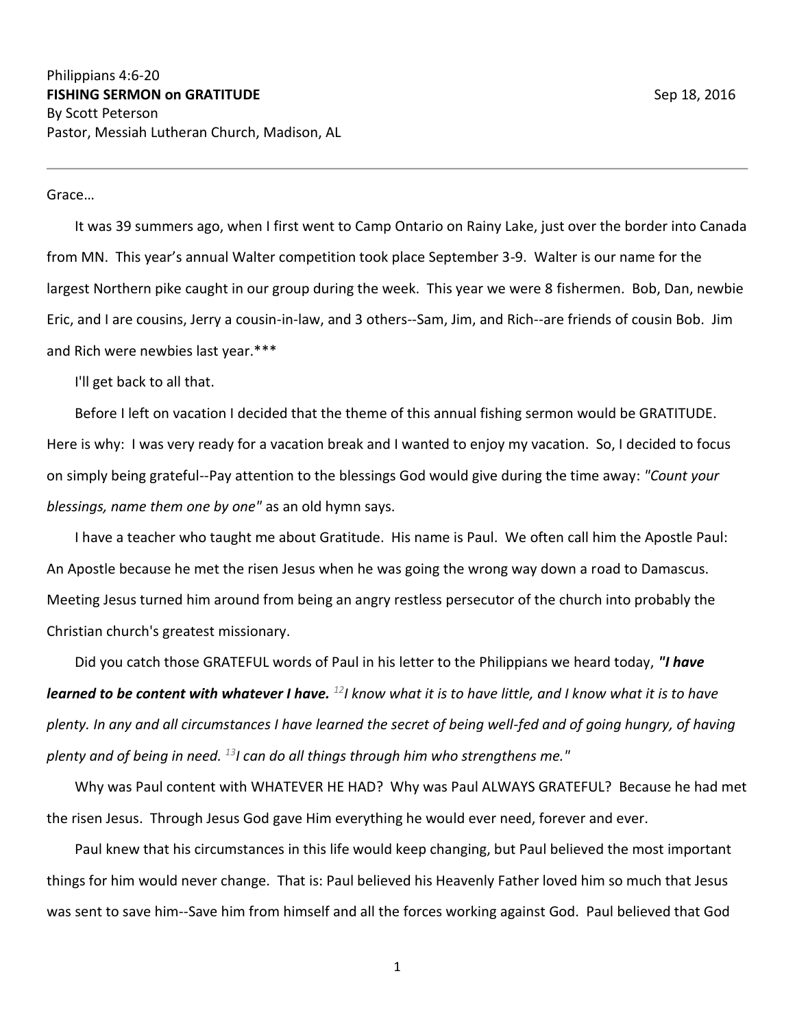Philippians 4:6-20

**FISHING SERMON on GRATITUDE** Sep 18, 2016

By Scott Peterson

Pastor, Messiah Lutheran Church, Madison, AL

---

Grace…

It was 39 summers ago, when I first went to Camp Ontario on Rainy Lake, just over the border into Canada from MN. This year's annual Walter competition took place September 3-9. Walter is our name for the largest Northern pike caught in our group during the week. This year we were 8 fishermen. Bob, Dan, newbie Eric, and I are cousins, Jerry a cousin-in-law, and 3 others--Sam, Jim, and Rich--are friends of cousin Bob. Jim and Rich were newbies last year.***

I'll get back to all that.

Before I left on vacation I decided that the theme of this annual fishing sermon would be GRATITUDE. Here is why: I was very ready for a vacation break and I wanted to enjoy my vacation. So, I decided to focus on simply being grateful--Pay attention to the blessings God would give during the time away: *"Count your blessings, name them one by one"* as an old hymn says.

I have a teacher who taught me about Gratitude. His name is Paul. We often call him the Apostle Paul: An Apostle because he met the risen Jesus when he was going the wrong way down a road to Damascus. Meeting Jesus turned him around from being an angry restless persecutor of the church into probably the Christian church's greatest missionary.

Did you catch those GRATEFUL words of Paul in his letter to the Philippians we heard today, ***"I have learned to be content with whatever I have.*** [12]*I know what it is to have little, and I know what it is to have plenty. In any and all circumstances I have learned the secret of being well-fed and of going hungry, of having plenty and of being in need.* [13]*I can do all things through him who strengthens me."*

Why was Paul content with WHATEVER HE HAD? Why was Paul ALWAYS GRATEFUL? Because he had met the risen Jesus. Through Jesus God gave Him everything he would ever need, forever and ever.

Paul knew that his circumstances in this life would keep changing, but Paul believed the most important things for him would never change. That is: Paul believed his Heavenly Father loved him so much that Jesus was sent to save him--Save him from himself and all the forces working against God. Paul believed that God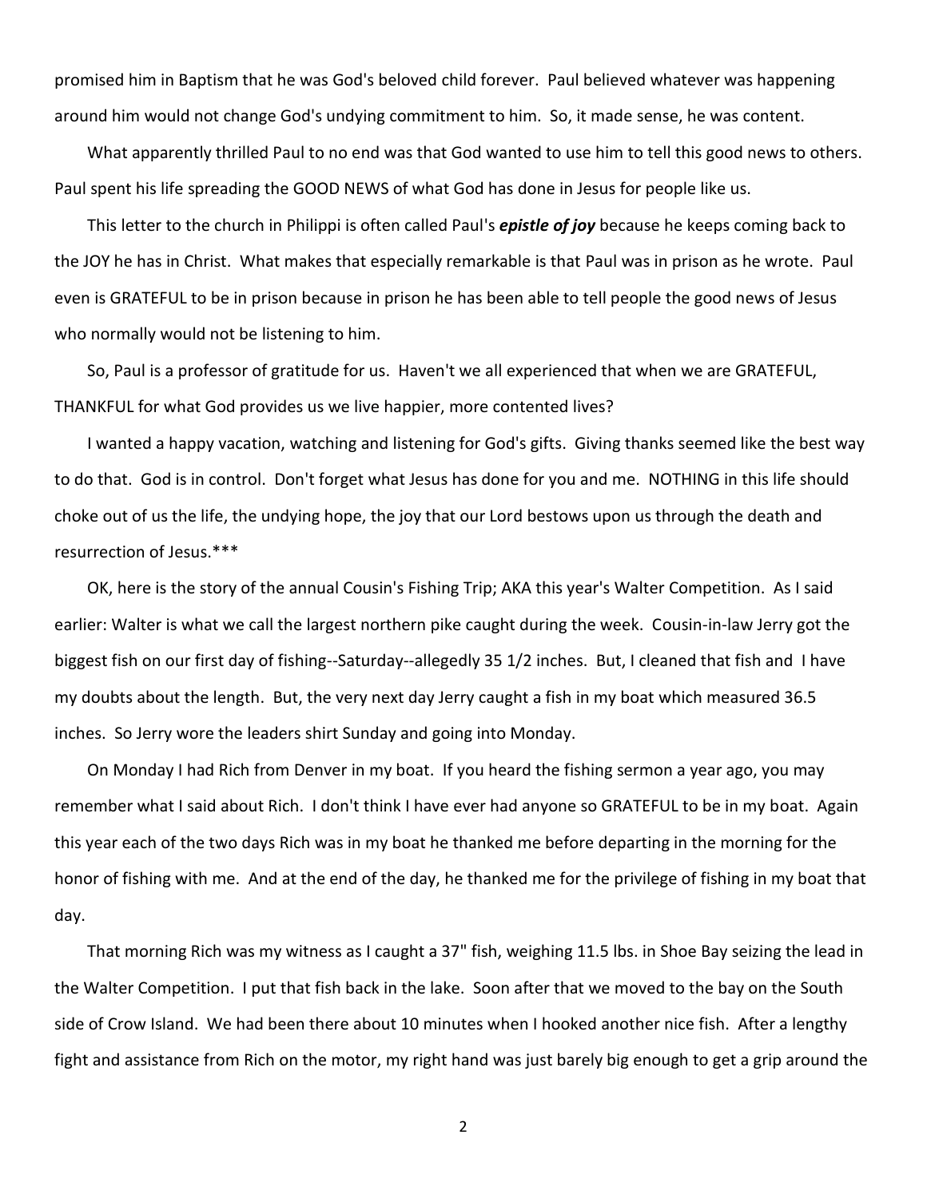promised him in Baptism that he was God's beloved child forever. Paul believed whatever was happening around him would not change God's undying commitment to him. So, it made sense, he was content.

What apparently thrilled Paul to no end was that God wanted to use him to tell this good news to others. Paul spent his life spreading the GOOD NEWS of what God has done in Jesus for people like us.

This letter to the church in Philippi is often called Paul's ***epistle of joy*** because he keeps coming back to the JOY he has in Christ. What makes that especially remarkable is that Paul was in prison as he wrote. Paul even is GRATEFUL to be in prison because in prison he has been able to tell people the good news of Jesus who normally would not be listening to him.

So, Paul is a professor of gratitude for us. Haven't we all experienced that when we are GRATEFUL, THANKFUL for what God provides us we live happier, more contented lives?

I wanted a happy vacation, watching and listening for God's gifts. Giving thanks seemed like the best way to do that. God is in control. Don't forget what Jesus has done for you and me. NOTHING in this life should choke out of us the life, the undying hope, the joy that our Lord bestows upon us through the death and resurrection of Jesus.***

OK, here is the story of the annual Cousin's Fishing Trip; AKA this year's Walter Competition. As I said earlier: Walter is what we call the largest northern pike caught during the week. Cousin-in-law Jerry got the biggest fish on our first day of fishing--Saturday--allegedly 35 1/2 inches. But, I cleaned that fish and I have my doubts about the length. But, the very next day Jerry caught a fish in my boat which measured 36.5 inches. So Jerry wore the leaders shirt Sunday and going into Monday.

On Monday I had Rich from Denver in my boat. If you heard the fishing sermon a year ago, you may remember what I said about Rich. I don't think I have ever had anyone so GRATEFUL to be in my boat. Again this year each of the two days Rich was in my boat he thanked me before departing in the morning for the honor of fishing with me. And at the end of the day, he thanked me for the privilege of fishing in my boat that day.

That morning Rich was my witness as I caught a 37" fish, weighing 11.5 lbs. in Shoe Bay seizing the lead in the Walter Competition. I put that fish back in the lake. Soon after that we moved to the bay on the South side of Crow Island. We had been there about 10 minutes when I hooked another nice fish. After a lengthy fight and assistance from Rich on the motor, my right hand was just barely big enough to get a grip around the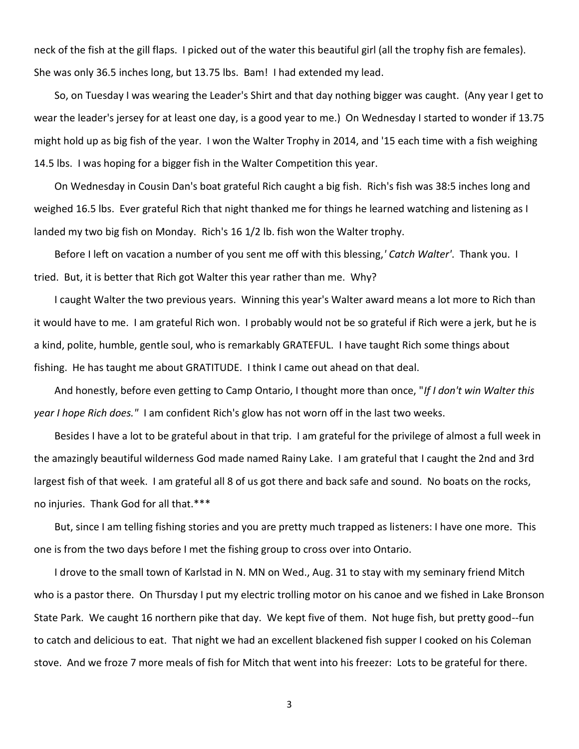neck of the fish at the gill flaps. I picked out of the water this beautiful girl (all the trophy fish are females). She was only 36.5 inches long, but 13.75 lbs. Bam! I had extended my lead.

So, on Tuesday I was wearing the Leader's Shirt and that day nothing bigger was caught. (Any year I get to wear the leader's jersey for at least one day, is a good year to me.) On Wednesday I started to wonder if 13.75 might hold up as big fish of the year. I won the Walter Trophy in 2014, and '15 each time with a fish weighing 14.5 lbs. I was hoping for a bigger fish in the Walter Competition this year.

On Wednesday in Cousin Dan's boat grateful Rich caught a big fish. Rich's fish was 38:5 inches long and weighed 16.5 lbs. Ever grateful Rich that night thanked me for things he learned watching and listening as I landed my two big fish on Monday. Rich's 16 1/2 lb. fish won the Walter trophy.

Before I left on vacation a number of you sent me off with this blessing,*' Catch Walter'*. Thank you. I tried. But, it is better that Rich got Walter this year rather than me. Why?

I caught Walter the two previous years. Winning this year's Walter award means a lot more to Rich than it would have to me. I am grateful Rich won. I probably would not be so grateful if Rich were a jerk, but he is a kind, polite, humble, gentle soul, who is remarkably GRATEFUL. I have taught Rich some things about fishing. He has taught me about GRATITUDE. I think I came out ahead on that deal.

And honestly, before even getting to Camp Ontario, I thought more than once, "*If I don't win Walter this year I hope Rich does.*" I am confident Rich's glow has not worn off in the last two weeks.

Besides I have a lot to be grateful about in that trip. I am grateful for the privilege of almost a full week in the amazingly beautiful wilderness God made named Rainy Lake. I am grateful that I caught the 2nd and 3rd largest fish of that week. I am grateful all 8 of us got there and back safe and sound. No boats on the rocks, no injuries. Thank God for all that.***

But, since I am telling fishing stories and you are pretty much trapped as listeners: I have one more. This one is from the two days before I met the fishing group to cross over into Ontario.

I drove to the small town of Karlstad in N. MN on Wed., Aug. 31 to stay with my seminary friend Mitch who is a pastor there. On Thursday I put my electric trolling motor on his canoe and we fished in Lake Bronson State Park. We caught 16 northern pike that day. We kept five of them. Not huge fish, but pretty good--fun to catch and delicious to eat. That night we had an excellent blackened fish supper I cooked on his Coleman stove. And we froze 7 more meals of fish for Mitch that went into his freezer: Lots to be grateful for there.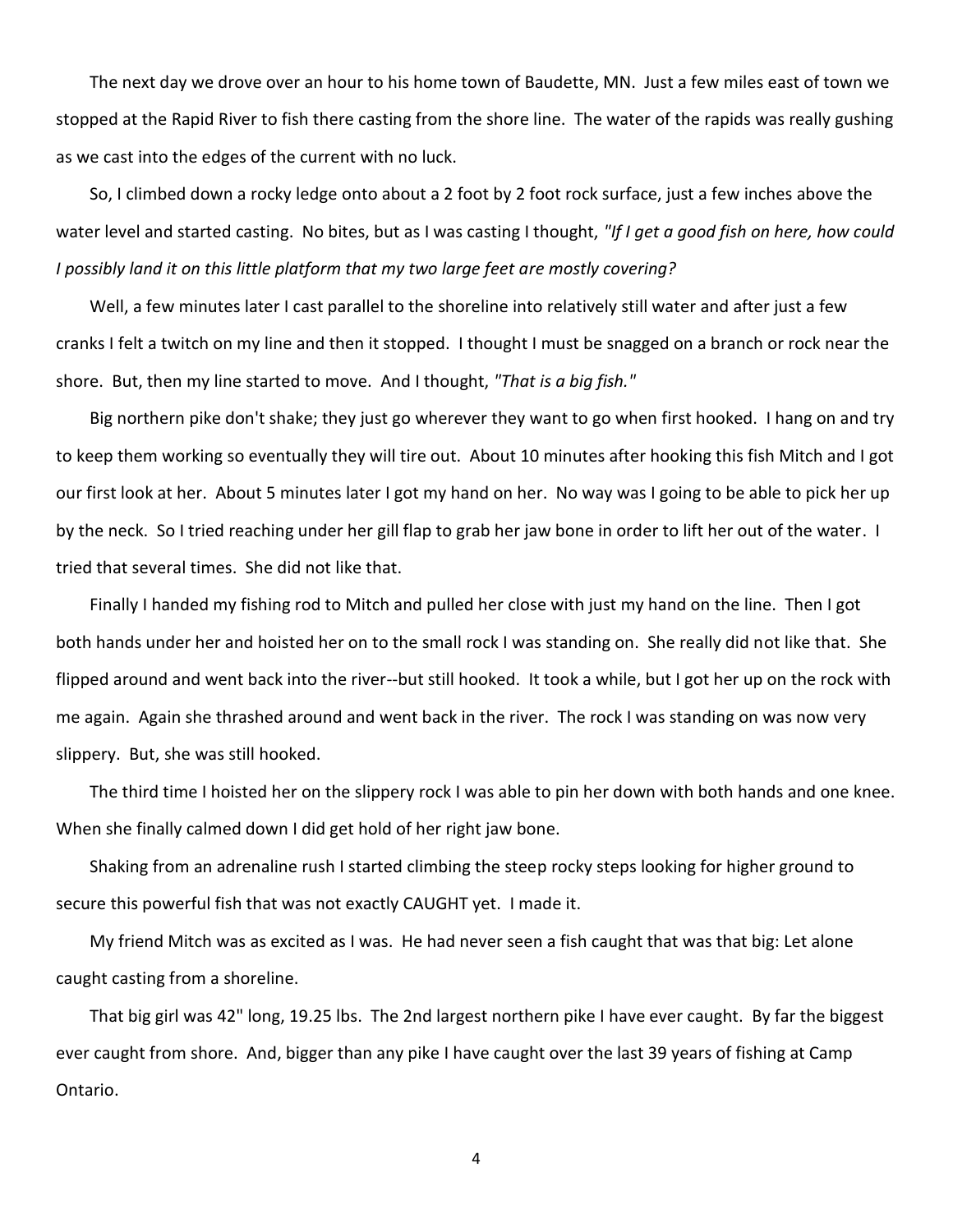The next day we drove over an hour to his home town of Baudette, MN. Just a few miles east of town we stopped at the Rapid River to fish there casting from the shore line. The water of the rapids was really gushing as we cast into the edges of the current with no luck.

So, I climbed down a rocky ledge onto about a 2 foot by 2 foot rock surface, just a few inches above the water level and started casting. No bites, but as I was casting I thought, *"If I get a good fish on here, how could I possibly land it on this little platform that my two large feet are mostly covering?*

Well, a few minutes later I cast parallel to the shoreline into relatively still water and after just a few cranks I felt a twitch on my line and then it stopped. I thought I must be snagged on a branch or rock near the shore. But, then my line started to move. And I thought, *"That is a big fish."*

Big northern pike don't shake; they just go wherever they want to go when first hooked. I hang on and try to keep them working so eventually they will tire out. About 10 minutes after hooking this fish Mitch and I got our first look at her. About 5 minutes later I got my hand on her. No way was I going to be able to pick her up by the neck. So I tried reaching under her gill flap to grab her jaw bone in order to lift her out of the water. I tried that several times. She did not like that.

Finally I handed my fishing rod to Mitch and pulled her close with just my hand on the line. Then I got both hands under her and hoisted her on to the small rock I was standing on. She really did not like that. She flipped around and went back into the river--but still hooked. It took a while, but I got her up on the rock with me again. Again she thrashed around and went back in the river. The rock I was standing on was now very slippery. But, she was still hooked.

The third time I hoisted her on the slippery rock I was able to pin her down with both hands and one knee. When she finally calmed down I did get hold of her right jaw bone.

Shaking from an adrenaline rush I started climbing the steep rocky steps looking for higher ground to secure this powerful fish that was not exactly CAUGHT yet. I made it.

My friend Mitch was as excited as I was. He had never seen a fish caught that was that big: Let alone caught casting from a shoreline.

That big girl was 42" long, 19.25 lbs. The 2nd largest northern pike I have ever caught. By far the biggest ever caught from shore. And, bigger than any pike I have caught over the last 39 years of fishing at Camp Ontario.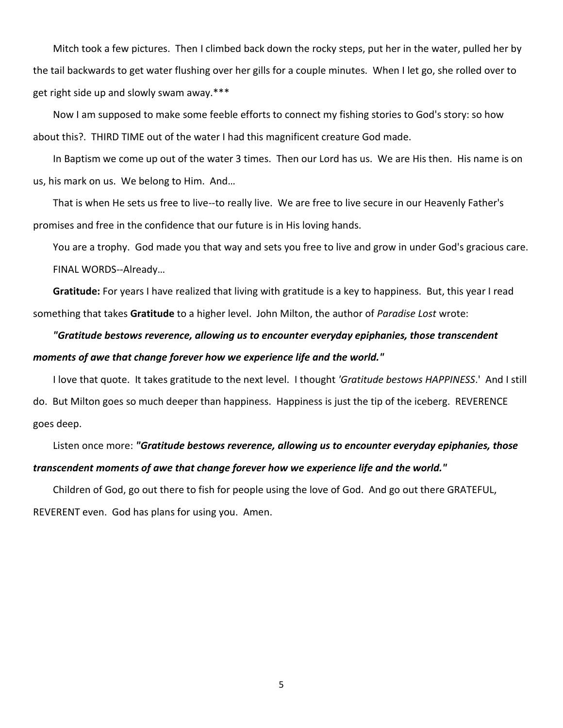Mitch took a few pictures. Then I climbed back down the rocky steps, put her in the water, pulled her by the tail backwards to get water flushing over her gills for a couple minutes. When I let go, she rolled over to get right side up and slowly swam away.***

Now I am supposed to make some feeble efforts to connect my fishing stories to God's story: so how about this?. THIRD TIME out of the water I had this magnificent creature God made.

In Baptism we come up out of the water 3 times. Then our Lord has us. We are His then. His name is on us, his mark on us. We belong to Him. And…

That is when He sets us free to live--to really live. We are free to live secure in our Heavenly Father's promises and free in the confidence that our future is in His loving hands.

You are a trophy. God made you that way and sets you free to live and grow in under God's gracious care.

FINAL WORDS--Already…

**Gratitude:** For years I have realized that living with gratitude is a key to happiness. But, this year I read something that takes **Gratitude** to a higher level. John Milton, the author of *Paradise Lost* wrote:

***"Gratitude bestows reverence, allowing us to encounter everyday epiphanies, those transcendent moments of awe that change forever how we experience life and the world."***

I love that quote. It takes gratitude to the next level. I thought *'Gratitude bestows HAPPINESS*.' And I still do. But Milton goes so much deeper than happiness. Happiness is just the tip of the iceberg. REVERENCE goes deep.

Listen once more: ***"Gratitude bestows reverence, allowing us to encounter everyday epiphanies, those transcendent moments of awe that change forever how we experience life and the world."***

Children of God, go out there to fish for people using the love of God. And go out there GRATEFUL, REVERENT even. God has plans for using you. Amen.